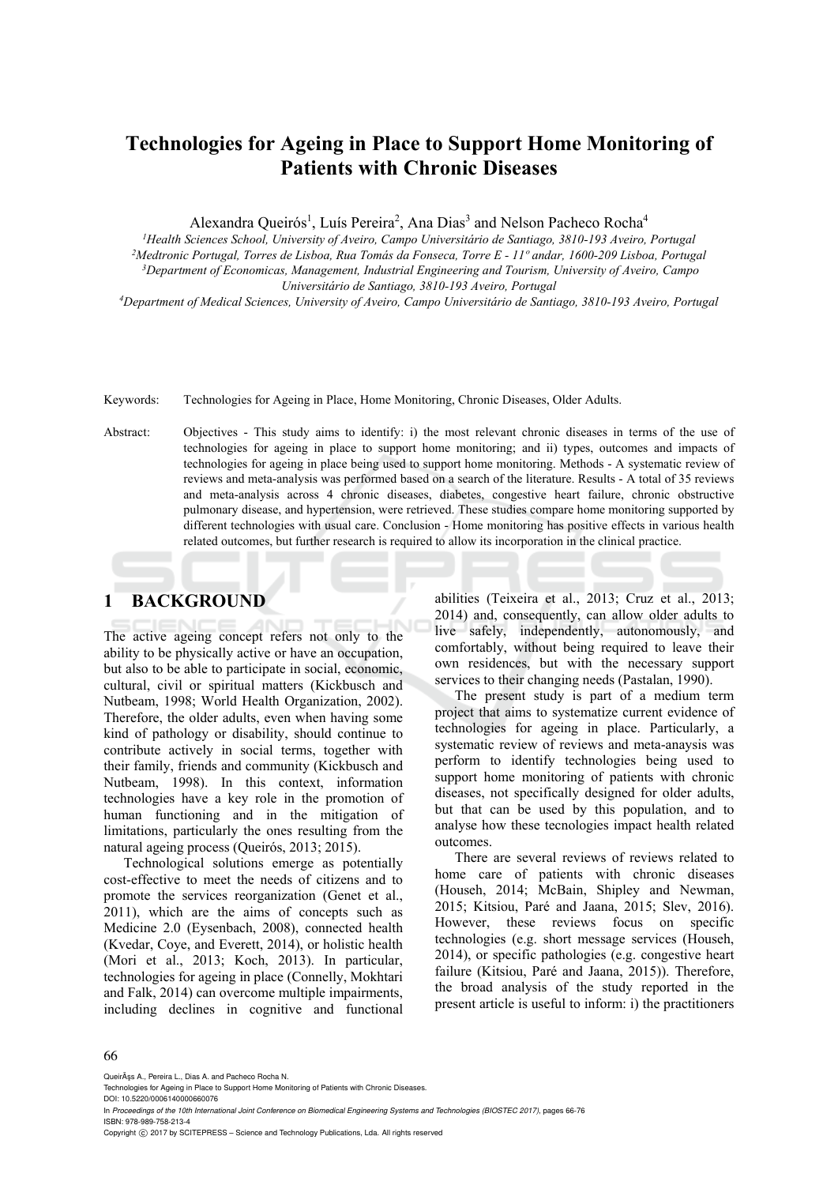# Technologies for Ageing in Place to Support Home Monitoring of Patients with Chronic Diseases

Alexandra Queirós[1], Luís Pereira[2], Ana Dias[3] and Nelson Pacheco Rocha[4]

[1]*Health Sciences School, University of Aveiro, Campo Universitário de Santiago, 3810-193 Aveiro, Portugal*
[2]*Medtronic Portugal, Torres de Lisboa, Rua Tomás da Fonseca, Torre E - 11º andar, 1600-209 Lisboa, Portugal*
[3]*Department of Economicas, Management, Industrial Engineering and Tourism, University of Aveiro, Campo Universitário de Santiago, 3810-193 Aveiro, Portugal*
[4]*Department of Medical Sciences, University of Aveiro, Campo Universitário de Santiago, 3810-193 Aveiro, Portugal*

Keywords: Technologies for Ageing in Place, Home Monitoring, Chronic Diseases, Older Adults.

Abstract: Objectives - This study aims to identify: i) the most relevant chronic diseases in terms of the use of technologies for ageing in place to support home monitoring; and ii) types, outcomes and impacts of technologies for ageing in place being used to support home monitoring. Methods - A systematic review of reviews and meta-analysis was performed based on a search of the literature. Results - A total of 35 reviews and meta-analysis across 4 chronic diseases, diabetes, congestive heart failure, chronic obstructive pulmonary disease, and hypertension, were retrieved. These studies compare home monitoring supported by different technologies with usual care. Conclusion - Home monitoring has positive effects in various health related outcomes, but further research is required to allow its incorporation in the clinical practice.

## 1 BACKGROUND

The active ageing concept refers not only to the ability to be physically active or have an occupation, but also to be able to participate in social, economic, cultural, civil or spiritual matters (Kickbusch and Nutbeam, 1998; World Health Organization, 2002). Therefore, the older adults, even when having some kind of pathology or disability, should continue to contribute actively in social terms, together with their family, friends and community (Kickbusch and Nutbeam, 1998). In this context, information technologies have a key role in the promotion of human functioning and in the mitigation of limitations, particularly the ones resulting from the natural ageing process (Queirós, 2013; 2015).

Technological solutions emerge as potentially cost-effective to meet the needs of citizens and to promote the services reorganization (Genet et al., 2011), which are the aims of concepts such as Medicine 2.0 (Eysenbach, 2008), connected health (Kvedar, Coye, and Everett, 2014), or holistic health (Mori et al., 2013; Koch, 2013). In particular, technologies for ageing in place (Connelly, Mokhtari and Falk, 2014) can overcome multiple impairments, including declines in cognitive and functional abilities (Teixeira et al., 2013; Cruz et al., 2013; 2014) and, consequently, can allow older adults to live safely, independently, autonomously, and comfortably, without being required to leave their own residences, but with the necessary support services to their changing needs (Pastalan, 1990).

The present study is part of a medium term project that aims to systematize current evidence of technologies for ageing in place. Particularly, a systematic review of reviews and meta-anaysis was perform to identify technologies being used to support home monitoring of patients with chronic diseases, not specifically designed for older adults, but that can be used by this population, and to analyse how these tecnologies impact health related outcomes.

There are several reviews of reviews related to home care of patients with chronic diseases (Househ, 2014; McBain, Shipley and Newman, 2015; Kitsiou, Paré and Jaana, 2015; Slev, 2016). However, these reviews focus on specific technologies (e.g. short message services (Househ, 2014), or specific pathologies (e.g. congestive heart failure (Kitsiou, Paré and Jaana, 2015)). Therefore, the broad analysis of the study reported in the present article is useful to inform: i) the practitioners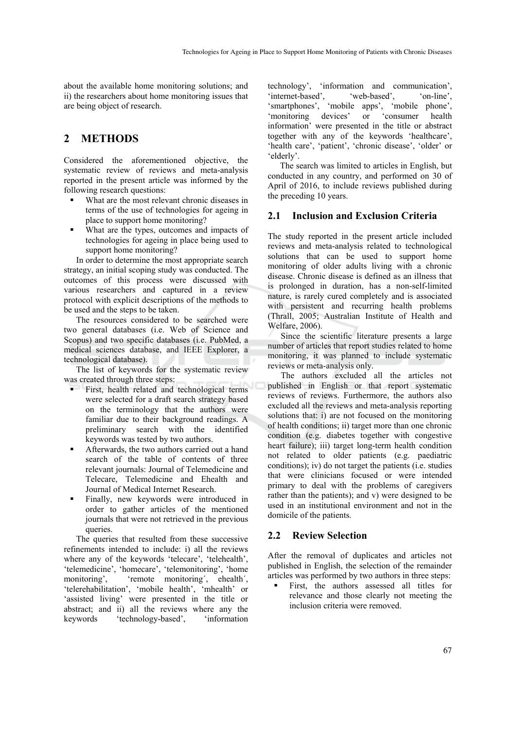about the available home monitoring solutions; and ii) the researchers about home monitoring issues that are being object of research.

## 2 METHODS

Considered the aforementioned objective, the systematic review of reviews and meta-analysis reported in the present article was informed by the following research questions:

- What are the most relevant chronic diseases in terms of the use of technologies for ageing in place to support home monitoring?
- What are the types, outcomes and impacts of technologies for ageing in place being used to support home monitoring?

In order to determine the most appropriate search strategy, an initial scoping study was conducted. The outcomes of this process were discussed with various researchers and captured in a review protocol with explicit descriptions of the methods to be used and the steps to be taken.

The resources considered to be searched were two general databases (i.e. Web of Science and Scopus) and two specific databases (i.e. PubMed, a medical sciences database, and IEEE Explorer, a technological database).

The list of keywords for the systematic review was created through three steps:

- First, health related and technological terms were selected for a draft search strategy based on the terminology that the authors were familiar due to their background readings. A preliminary search with the identified keywords was tested by two authors.
- Afterwards, the two authors carried out a hand search of the table of contents of three relevant journals: Journal of Telemedicine and Telecare, Telemedicine and Ehealth and Journal of Medical Internet Research.
- Finally, new keywords were introduced in order to gather articles of the mentioned journals that were not retrieved in the previous queries.

The queries that resulted from these successive refinements intended to include: i) all the reviews where any of the keywords 'telecare', 'telehealth', 'telemedicine', 'homecare', 'telemonitoring', 'home monitoring', 'remote monitoring´, ehealth´, 'telerehabilitation', 'mobile health', 'mhealth' or 'assisted living' were presented in the title or abstract; and ii) all the reviews where any the keywords 'technology-based', 'information technology', 'information and communication', 'internet-based', 'web-based', 'on-line', 'smartphones', 'mobile apps', 'mobile phone', 'monitoring devices' or 'consumer health information' were presented in the title or abstract together with any of the keywords 'healthcare', 'health care', 'patient', 'chronic disease', 'older' or 'elderly'.

The search was limited to articles in English, but conducted in any country, and performed on 30 of April of 2016, to include reviews published during the preceding 10 years.

### 2.1 Inclusion and Exclusion Criteria

The study reported in the present article included reviews and meta-analysis related to technological solutions that can be used to support home monitoring of older adults living with a chronic disease. Chronic disease is defined as an illness that is prolonged in duration, has a non-self-limited nature, is rarely cured completely and is associated with persistent and recurring health problems (Thrall, 2005; Australian Institute of Health and Welfare, 2006).

Since the scientific literature presents a large number of articles that report studies related to home monitoring, it was planned to include systematic reviews or meta-analysis only.

The authors excluded all the articles not published in English or that report systematic reviews of reviews. Furthermore, the authors also excluded all the reviews and meta-analysis reporting solutions that: i) are not focused on the monitoring of health conditions; ii) target more than one chronic condition (e.g. diabetes together with congestive heart failure); iii) target long-term health condition not related to older patients (e.g. paediatric conditions); iv) do not target the patients (i.e. studies that were clinicians focused or were intended primary to deal with the problems of caregivers rather than the patients); and v) were designed to be used in an institutional environment and not in the domicile of the patients.

### 2.2 Review Selection

After the removal of duplicates and articles not published in English, the selection of the remainder articles was performed by two authors in three steps:

- First, the authors assessed all titles for relevance and those clearly not meeting the inclusion criteria were removed.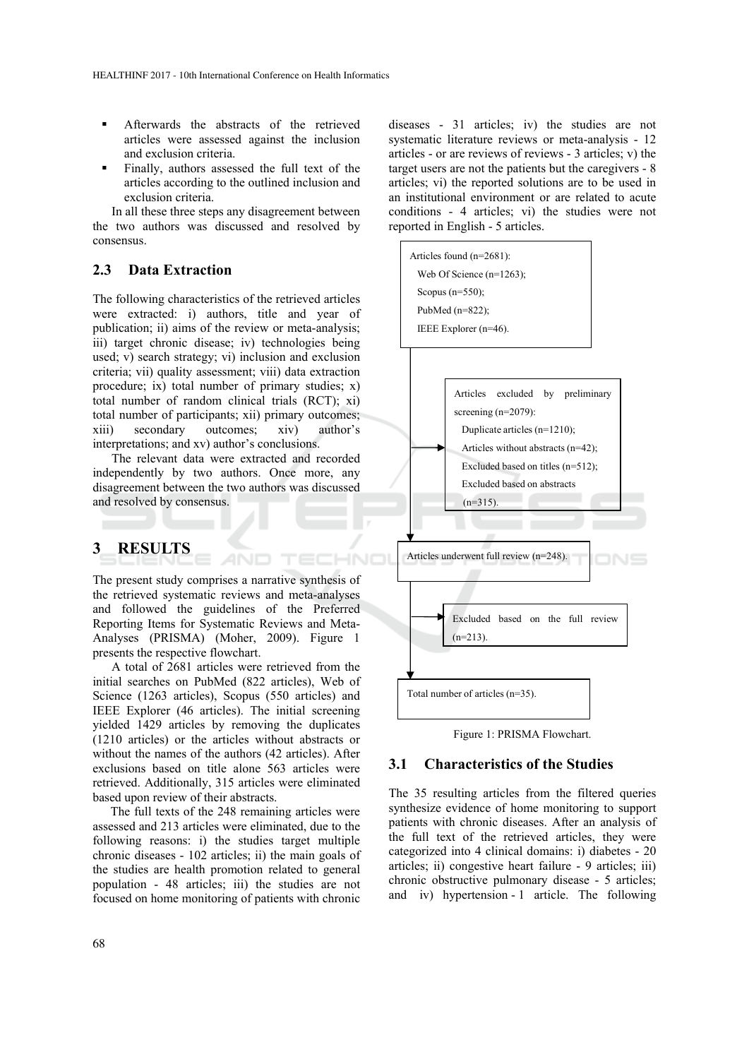- Afterwards the abstracts of the retrieved articles were assessed against the inclusion and exclusion criteria.
- Finally, authors assessed the full text of the articles according to the outlined inclusion and exclusion criteria.

In all these three steps any disagreement between the two authors was discussed and resolved by consensus.

## 2.3 Data Extraction

The following characteristics of the retrieved articles were extracted: i) authors, title and year of publication; ii) aims of the review or meta-analysis; iii) target chronic disease; iv) technologies being used; v) search strategy; vi) inclusion and exclusion criteria; vii) quality assessment; viii) data extraction procedure; ix) total number of primary studies; x) total number of random clinical trials (RCT); xi) total number of participants; xii) primary outcomes; xiii) secondary outcomes; xiv) author's interpretations; and xv) author's conclusions.

The relevant data were extracted and recorded independently by two authors. Once more, any disagreement between the two authors was discussed and resolved by consensus.

# 3 RESULTS

The present study comprises a narrative synthesis of the retrieved systematic reviews and meta-analyses and followed the guidelines of the Preferred Reporting Items for Systematic Reviews and Meta-Analyses (PRISMA) (Moher, 2009). Figure 1 presents the respective flowchart.

A total of 2681 articles were retrieved from the initial searches on PubMed (822 articles), Web of Science (1263 articles), Scopus (550 articles) and IEEE Explorer (46 articles). The initial screening yielded 1429 articles by removing the duplicates (1210 articles) or the articles without abstracts or without the names of the authors (42 articles). After exclusions based on title alone 563 articles were retrieved. Additionally, 315 articles were eliminated based upon review of their abstracts.

The full texts of the 248 remaining articles were assessed and 213 articles were eliminated, due to the following reasons: i) the studies target multiple chronic diseases - 102 articles; ii) the main goals of the studies are health promotion related to general population - 48 articles; iii) the studies are not focused on home monitoring of patients with chronic diseases - 31 articles; iv) the studies are not systematic literature reviews or meta-analysis - 12 articles - or are reviews of reviews - 3 articles; v) the target users are not the patients but the caregivers - 8 articles; vi) the reported solutions are to be used in an institutional environment or are related to acute conditions - 4 articles; vi) the studies were not reported in English - 5 articles.

Articles found (n=2681):
Web Of Science (n=1263);
Scopus (n=550);
PubMed (n=822);
IEEE Explorer (n=46).

Articles excluded by preliminary screening (n=2079):
Duplicate articles (n=1210);
Articles without abstracts (n=42);
Excluded based on titles (n=512);
Excluded based on abstracts (n=315).

Articles underwent full review (n=248).

Excluded based on the full review (n=213).

Total number of articles (n=35).

Figure 1: PRISMA Flowchart.

## 3.1 Characteristics of the Studies

The 35 resulting articles from the filtered queries synthesize evidence of home monitoring to support patients with chronic diseases. After an analysis of the full text of the retrieved articles, they were categorized into 4 clinical domains: i) diabetes - 20 articles; ii) congestive heart failure - 9 articles; iii) chronic obstructive pulmonary disease - 5 articles; and iv) hypertension - 1 article. The following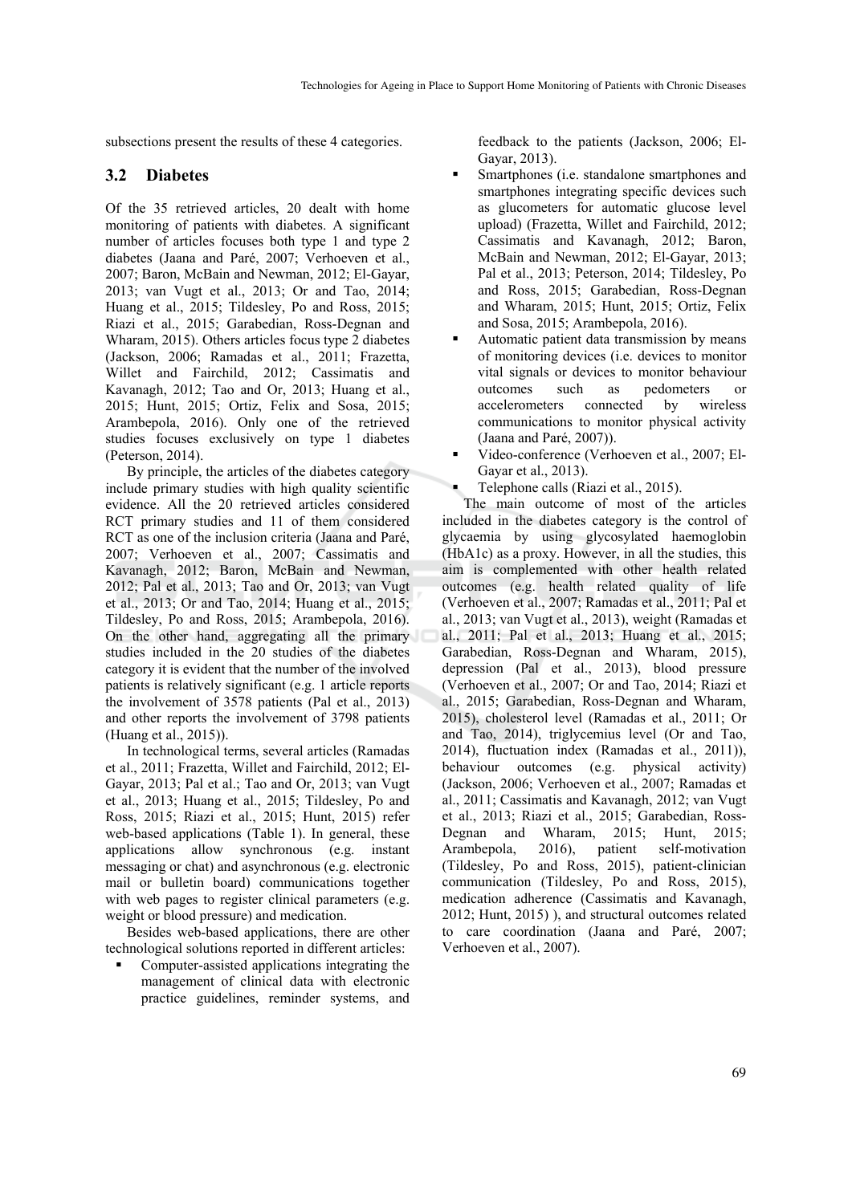subsections present the results of these 4 categories.

### 3.2 Diabetes

Of the 35 retrieved articles, 20 dealt with home monitoring of patients with diabetes. A significant number of articles focuses both type 1 and type 2 diabetes (Jaana and Paré, 2007; Verhoeven et al., 2007; Baron, McBain and Newman, 2012; El-Gayar, 2013; van Vugt et al., 2013; Or and Tao, 2014; Huang et al., 2015; Tildesley, Po and Ross, 2015; Riazi et al., 2015; Garabedian, Ross-Degnan and Wharam, 2015). Others articles focus type 2 diabetes (Jackson, 2006; Ramadas et al., 2011; Frazetta, Willet and Fairchild, 2012; Cassimatis and Kavanagh, 2012; Tao and Or, 2013; Huang et al., 2015; Hunt, 2015; Ortiz, Felix and Sosa, 2015; Arambepola, 2016). Only one of the retrieved studies focuses exclusively on type 1 diabetes (Peterson, 2014).

By principle, the articles of the diabetes category include primary studies with high quality scientific evidence. All the 20 retrieved articles considered RCT primary studies and 11 of them considered RCT as one of the inclusion criteria (Jaana and Paré, 2007; Verhoeven et al., 2007; Cassimatis and Kavanagh, 2012; Baron, McBain and Newman, 2012; Pal et al., 2013; Tao and Or, 2013; van Vugt et al., 2013; Or and Tao, 2014; Huang et al., 2015; Tildesley, Po and Ross, 2015; Arambepola, 2016). On the other hand, aggregating all the primary studies included in the 20 studies of the diabetes category it is evident that the number of the involved patients is relatively significant (e.g. 1 article reports the involvement of 3578 patients (Pal et al., 2013) and other reports the involvement of 3798 patients (Huang et al., 2015)).

In technological terms, several articles (Ramadas et al., 2011; Frazetta, Willet and Fairchild, 2012; El-Gayar, 2013; Pal et al.; Tao and Or, 2013; van Vugt et al., 2013; Huang et al., 2015; Tildesley, Po and Ross, 2015; Riazi et al., 2015; Hunt, 2015) refer web-based applications (Table 1). In general, these applications allow synchronous (e.g. instant messaging or chat) and asynchronous (e.g. electronic mail or bulletin board) communications together with web pages to register clinical parameters (e.g. weight or blood pressure) and medication.

Besides web-based applications, there are other technological solutions reported in different articles:

- Computer-assisted applications integrating the management of clinical data with electronic practice guidelines, reminder systems, and feedback to the patients (Jackson, 2006; El-Gayar, 2013).
- Smartphones (i.e. standalone smartphones and smartphones integrating specific devices such as glucometers for automatic glucose level upload) (Frazetta, Willet and Fairchild, 2012; Cassimatis and Kavanagh, 2012; Baron, McBain and Newman, 2012; El-Gayar, 2013; Pal et al., 2013; Peterson, 2014; Tildesley, Po and Ross, 2015; Garabedian, Ross-Degnan and Wharam, 2015; Hunt, 2015; Ortiz, Felix and Sosa, 2015; Arambepola, 2016).
- Automatic patient data transmission by means of monitoring devices (i.e. devices to monitor vital signals or devices to monitor behaviour outcomes such as pedometers or accelerometers connected by wireless communications to monitor physical activity (Jaana and Paré, 2007)).
- Video-conference (Verhoeven et al., 2007; El-Gayar et al., 2013).
- Telephone calls (Riazi et al., 2015).

The main outcome of most of the articles included in the diabetes category is the control of glycaemia by using glycosylated haemoglobin (HbA1c) as a proxy. However, in all the studies, this aim is complemented with other health related outcomes (e.g. health related quality of life (Verhoeven et al., 2007; Ramadas et al., 2011; Pal et al., 2013; van Vugt et al., 2013), weight (Ramadas et al., 2011; Pal et al., 2013; Huang et al., 2015; Garabedian, Ross-Degnan and Wharam, 2015), depression (Pal et al., 2013), blood pressure (Verhoeven et al., 2007; Or and Tao, 2014; Riazi et al., 2015; Garabedian, Ross-Degnan and Wharam, 2015), cholesterol level (Ramadas et al., 2011; Or and Tao, 2014), triglycemius level (Or and Tao, 2014), fluctuation index (Ramadas et al., 2011)), behaviour outcomes (e.g. physical activity) (Jackson, 2006; Verhoeven et al., 2007; Ramadas et al., 2011; Cassimatis and Kavanagh, 2012; van Vugt et al., 2013; Riazi et al., 2015; Garabedian, Ross-Degnan and Wharam, 2015; Hunt, 2015; Arambepola, 2016), patient self-motivation (Tildesley, Po and Ross, 2015), patient-clinician communication (Tildesley, Po and Ross, 2015), medication adherence (Cassimatis and Kavanagh, 2012; Hunt, 2015) ), and structural outcomes related to care coordination (Jaana and Paré, 2007; Verhoeven et al., 2007).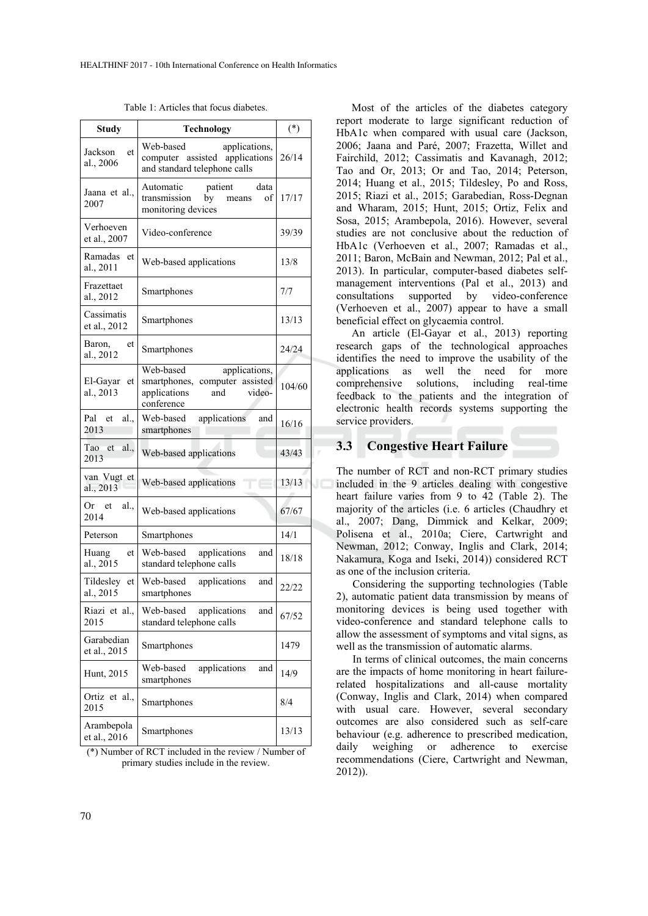Table 1: Articles that focus diabetes.

| Study | Technology | (*) |
|---|---|---|
| Jackson et al., 2006 | Web-based applications, computer assisted applications and standard telephone calls | 26/14 |
| Jaana et al., 2007 | Automatic patient data transmission by means of monitoring devices | 17/17 |
| Verhoeven et al., 2007 | Video-conference | 39/39 |
| Ramadas et al., 2011 | Web-based applications | 13/8 |
| Frazettaet al., 2012 | Smartphones | 7/7 |
| Cassimatis et al., 2012 | Smartphones | 13/13 |
| Baron, et al., 2012 | Smartphones | 24/24 |
| El-Gayar et al., 2013 | Web-based applications, smartphones, computer assisted applications and video-conference | 104/60 |
| Pal et al., 2013 | Web-based applications and smartphones | 16/16 |
| Tao et al., 2013 | Web-based applications | 43/43 |
| van Vugt et al., 2013 | Web-based applications | 13/13 |
| Or et al., 2014 | Web-based applications | 67/67 |
| Peterson | Smartphones | 14/1 |
| Huang et al., 2015 | Web-based applications and standard telephone calls | 18/18 |
| Tildesley et al., 2015 | Web-based applications and smartphones | 22/22 |
| Riazi et al., 2015 | Web-based applications and standard telephone calls | 67/52 |
| Garabedian et al., 2015 | Smartphones | 1479 |
| Hunt, 2015 | Web-based applications and smartphones | 14/9 |
| Ortiz et al., 2015 | Smartphones | 8/4 |
| Arambepola et al., 2016 | Smartphones | 13/13 |

(*) Number of RCT included in the review / Number of primary studies include in the review.

Most of the articles of the diabetes category report moderate to large significant reduction of HbA1c when compared with usual care (Jackson, 2006; Jaana and Paré, 2007; Frazetta, Willet and Fairchild, 2012; Cassimatis and Kavanagh, 2012; Tao and Or, 2013; Or and Tao, 2014; Peterson, 2014; Huang et al., 2015; Tildesley, Po and Ross, 2015; Riazi et al., 2015; Garabedian, Ross-Degnan and Wharam, 2015; Hunt, 2015; Ortiz, Felix and Sosa, 2015; Arambepola, 2016). However, several studies are not conclusive about the reduction of HbA1c (Verhoeven et al., 2007; Ramadas et al., 2011; Baron, McBain and Newman, 2012; Pal et al., 2013). In particular, computer-based diabetes self-management interventions (Pal et al., 2013) and consultations supported by video-conference (Verhoeven et al., 2007) appear to have a small beneficial effect on glycaemia control.

An article (El-Gayar et al., 2013) reporting research gaps of the technological approaches identifies the need to improve the usability of the applications as well the need for more comprehensive solutions, including real-time feedback to the patients and the integration of electronic health records systems supporting the service providers.

## 3.3 Congestive Heart Failure

The number of RCT and non-RCT primary studies included in the 9 articles dealing with congestive heart failure varies from 9 to 42 (Table 2). The majority of the articles (i.e. 6 articles (Chaudhry et al., 2007; Dang, Dimmick and Kelkar, 2009; Polisena et al., 2010a; Ciere, Cartwright and Newman, 2012; Conway, Inglis and Clark, 2014; Nakamura, Koga and Iseki, 2014)) considered RCT as one of the inclusion criteria.

Considering the supporting technologies (Table 2), automatic patient data transmission by means of monitoring devices is being used together with video-conference and standard telephone calls to allow the assessment of symptoms and vital signs, as well as the transmission of automatic alarms.

In terms of clinical outcomes, the main concerns are the impacts of home monitoring in heart failure-related hospitalizations and all-cause mortality (Conway, Inglis and Clark, 2014) when compared with usual care. However, several secondary outcomes are also considered such as self-care behaviour (e.g. adherence to prescribed medication, daily weighing or adherence to exercise recommendations (Ciere, Cartwright and Newman, 2012)).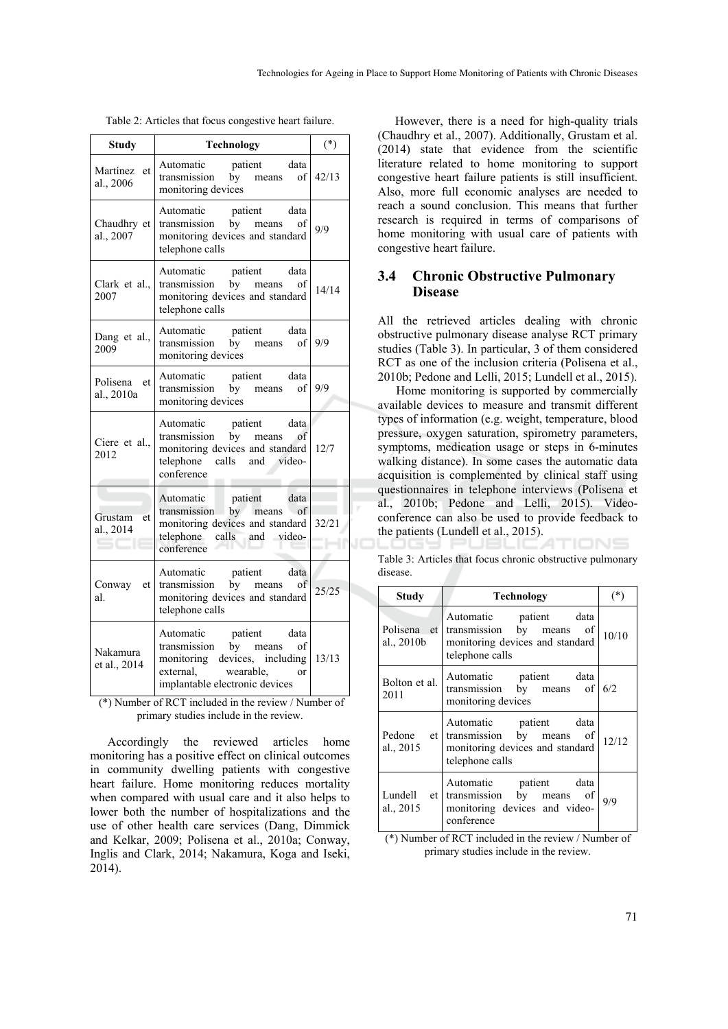Table 2: Articles that focus congestive heart failure.

| Study | Technology | (*) |
|---|---|---|
| Martínez et al., 2006 | Automatic patient data transmission by means of monitoring devices | 42/13 |
| Chaudhry et al., 2007 | Automatic patient data transmission by means of monitoring devices and standard telephone calls | 9/9 |
| Clark et al., 2007 | Automatic patient data transmission by means of monitoring devices and standard telephone calls | 14/14 |
| Dang et al., 2009 | Automatic patient data transmission by means of monitoring devices | 9/9 |
| Polisena et al., 2010a | Automatic patient data transmission by means of monitoring devices | 9/9 |
| Ciere et al., 2012 | Automatic patient data transmission by means of monitoring devices and standard telephone calls and video-conference | 12/7 |
| Grustam et al., 2014 | Automatic patient data transmission by means of monitoring devices and standard telephone calls and video-conference | 32/21 |
| Conway et al. | Automatic patient data transmission by means of monitoring devices and standard telephone calls | 25/25 |
| Nakamura et al., 2014 | Automatic patient data transmission by means of monitoring devices, including external, wearable, or implantable electronic devices | 13/13 |

(*) Number of RCT included in the review / Number of primary studies include in the review.

Accordingly the reviewed articles home monitoring has a positive effect on clinical outcomes in community dwelling patients with congestive heart failure. Home monitoring reduces mortality when compared with usual care and it also helps to lower both the number of hospitalizations and the use of other health care services (Dang, Dimmick and Kelkar, 2009; Polisena et al., 2010a; Conway, Inglis and Clark, 2014; Nakamura, Koga and Iseki, 2014).

However, there is a need for high-quality trials (Chaudhry et al., 2007). Additionally, Grustam et al. (2014) state that evidence from the scientific literature related to home monitoring to support congestive heart failure patients is still insufficient. Also, more full economic analyses are needed to reach a sound conclusion. This means that further research is required in terms of comparisons of home monitoring with usual care of patients with congestive heart failure.

### 3.4 Chronic Obstructive Pulmonary Disease

All the retrieved articles dealing with chronic obstructive pulmonary disease analyse RCT primary studies (Table 3). In particular, 3 of them considered RCT as one of the inclusion criteria (Polisena et al., 2010b; Pedone and Lelli, 2015; Lundell et al., 2015).

Home monitoring is supported by commercially available devices to measure and transmit different types of information (e.g. weight, temperature, blood pressure, oxygen saturation, spirometry parameters, symptoms, medication usage or steps in 6-minutes walking distance). In some cases the automatic data acquisition is complemented by clinical staff using questionnaires in telephone interviews (Polisena et al., 2010b; Pedone and Lelli, 2015). Video-conference can also be used to provide feedback to the patients (Lundell et al., 2015).

Table 3: Articles that focus chronic obstructive pulmonary disease.

| Study | Technology | (*) |
|---|---|---|
| Polisena et al., 2010b | Automatic patient data transmission by means of monitoring devices and standard telephone calls | 10/10 |
| Bolton et al. 2011 | Automatic patient data transmission by means of monitoring devices | 6/2 |
| Pedone et al., 2015 | Automatic patient data transmission by means of monitoring devices and standard telephone calls | 12/12 |
| Lundell et al., 2015 | Automatic patient data transmission by means of monitoring devices and video-conference | 9/9 |

(*) Number of RCT included in the review / Number of primary studies include in the review.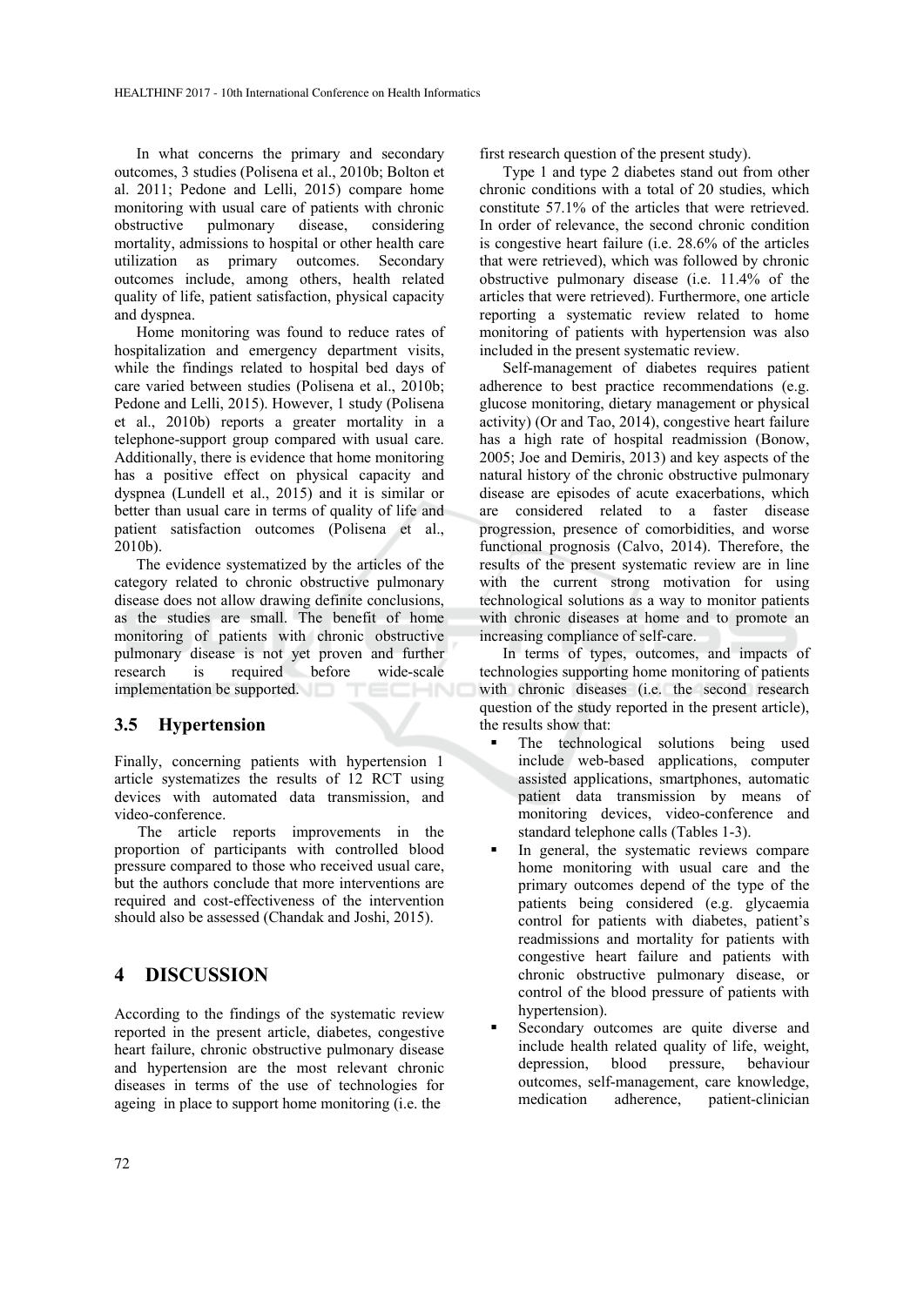In what concerns the primary and secondary outcomes, 3 studies (Polisena et al., 2010b; Bolton et al. 2011; Pedone and Lelli, 2015) compare home monitoring with usual care of patients with chronic obstructive pulmonary disease, considering mortality, admissions to hospital or other health care utilization as primary outcomes. Secondary outcomes include, among others, health related quality of life, patient satisfaction, physical capacity and dyspnea.

Home monitoring was found to reduce rates of hospitalization and emergency department visits, while the findings related to hospital bed days of care varied between studies (Polisena et al., 2010b; Pedone and Lelli, 2015). However, 1 study (Polisena et al., 2010b) reports a greater mortality in a telephone-support group compared with usual care. Additionally, there is evidence that home monitoring has a positive effect on physical capacity and dyspnea (Lundell et al., 2015) and it is similar or better than usual care in terms of quality of life and patient satisfaction outcomes (Polisena et al., 2010b).

The evidence systematized by the articles of the category related to chronic obstructive pulmonary disease does not allow drawing definite conclusions, as the studies are small. The benefit of home monitoring of patients with chronic obstructive pulmonary disease is not yet proven and further research is required before wide-scale implementation be supported.

### 3.5 Hypertension

Finally, concerning patients with hypertension 1 article systematizes the results of 12 RCT using devices with automated data transmission, and video-conference.

The article reports improvements in the proportion of participants with controlled blood pressure compared to those who received usual care, but the authors conclude that more interventions are required and cost-effectiveness of the intervention should also be assessed (Chandak and Joshi, 2015).

## 4 DISCUSSION

According to the findings of the systematic review reported in the present article, diabetes, congestive heart failure, chronic obstructive pulmonary disease and hypertension are the most relevant chronic diseases in terms of the use of technologies for ageing in place to support home monitoring (i.e. the first research question of the present study).

Type 1 and type 2 diabetes stand out from other chronic conditions with a total of 20 studies, which constitute 57.1% of the articles that were retrieved. In order of relevance, the second chronic condition is congestive heart failure (i.e. 28.6% of the articles that were retrieved), which was followed by chronic obstructive pulmonary disease (i.e. 11.4% of the articles that were retrieved). Furthermore, one article reporting a systematic review related to home monitoring of patients with hypertension was also included in the present systematic review.

Self-management of diabetes requires patient adherence to best practice recommendations (e.g. glucose monitoring, dietary management or physical activity) (Or and Tao, 2014), congestive heart failure has a high rate of hospital readmission (Bonow, 2005; Joe and Demiris, 2013) and key aspects of the natural history of the chronic obstructive pulmonary disease are episodes of acute exacerbations, which are considered related to a faster disease progression, presence of comorbidities, and worse functional prognosis (Calvo, 2014). Therefore, the results of the present systematic review are in line with the current strong motivation for using technological solutions as a way to monitor patients with chronic diseases at home and to promote an increasing compliance of self-care.

In terms of types, outcomes, and impacts of technologies supporting home monitoring of patients with chronic diseases (i.e. the second research question of the study reported in the present article), the results show that:

- The technological solutions being used include web-based applications, computer assisted applications, smartphones, automatic patient data transmission by means of monitoring devices, video-conference and standard telephone calls (Tables 1-3).
- In general, the systematic reviews compare home monitoring with usual care and the primary outcomes depend of the type of the patients being considered (e.g. glycaemia control for patients with diabetes, patient's readmissions and mortality for patients with congestive heart failure and patients with chronic obstructive pulmonary disease, or control of the blood pressure of patients with hypertension).
- Secondary outcomes are quite diverse and include health related quality of life, weight, depression, blood pressure, behaviour outcomes, self-management, care knowledge, medication adherence, patient-clinician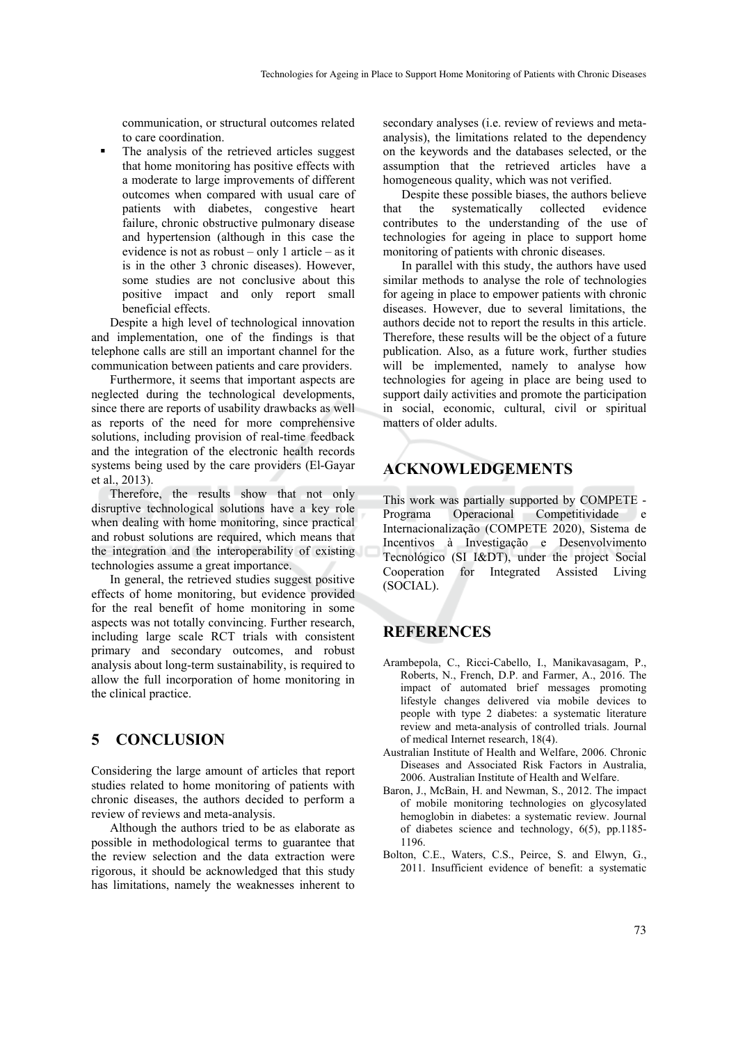communication, or structural outcomes related to care coordination.

- The analysis of the retrieved articles suggest that home monitoring has positive effects with a moderate to large improvements of different outcomes when compared with usual care of patients with diabetes, congestive heart failure, chronic obstructive pulmonary disease and hypertension (although in this case the evidence is not as robust – only 1 article – as it is in the other 3 chronic diseases). However, some studies are not conclusive about this positive impact and only report small beneficial effects.

Despite a high level of technological innovation and implementation, one of the findings is that telephone calls are still an important channel for the communication between patients and care providers.

Furthermore, it seems that important aspects are neglected during the technological developments, since there are reports of usability drawbacks as well as reports of the need for more comprehensive solutions, including provision of real-time feedback and the integration of the electronic health records systems being used by the care providers (El-Gayar et al., 2013).

Therefore, the results show that not only disruptive technological solutions have a key role when dealing with home monitoring, since practical and robust solutions are required, which means that the integration and the interoperability of existing technologies assume a great importance.

In general, the retrieved studies suggest positive effects of home monitoring, but evidence provided for the real benefit of home monitoring in some aspects was not totally convincing. Further research, including large scale RCT trials with consistent primary and secondary outcomes, and robust analysis about long-term sustainability, is required to allow the full incorporation of home monitoring in the clinical practice.

## 5 CONCLUSION

Considering the large amount of articles that report studies related to home monitoring of patients with chronic diseases, the authors decided to perform a review of reviews and meta-analysis.

Although the authors tried to be as elaborate as possible in methodological terms to guarantee that the review selection and the data extraction were rigorous, it should be acknowledged that this study has limitations, namely the weaknesses inherent to secondary analyses (i.e. review of reviews and meta-analysis), the limitations related to the dependency on the keywords and the databases selected, or the assumption that the retrieved articles have a homogeneous quality, which was not verified.

Despite these possible biases, the authors believe that the systematically collected evidence contributes to the understanding of the use of technologies for ageing in place to support home monitoring of patients with chronic diseases.

In parallel with this study, the authors have used similar methods to analyse the role of technologies for ageing in place to empower patients with chronic diseases. However, due to several limitations, the authors decide not to report the results in this article. Therefore, these results will be the object of a future publication. Also, as a future work, further studies will be implemented, namely to analyse how technologies for ageing in place are being used to support daily activities and promote the participation in social, economic, cultural, civil or spiritual matters of older adults.

## ACKNOWLEDGEMENTS

This work was partially supported by COMPETE - Programa Operacional Competitividade e Internacionalização (COMPETE 2020), Sistema de Incentivos à Investigação e Desenvolvimento Tecnológico (SI I&DT), under the project Social Cooperation for Integrated Assisted Living (SOCIAL).

## REFERENCES

Arambepola, C., Ricci-Cabello, I., Manikavasagam, P., Roberts, N., French, D.P. and Farmer, A., 2016. The impact of automated brief messages promoting lifestyle changes delivered via mobile devices to people with type 2 diabetes: a systematic literature review and meta-analysis of controlled trials. Journal of medical Internet research, 18(4).

Australian Institute of Health and Welfare, 2006. Chronic Diseases and Associated Risk Factors in Australia, 2006. Australian Institute of Health and Welfare.

Baron, J., McBain, H. and Newman, S., 2012. The impact of mobile monitoring technologies on glycosylated hemoglobin in diabetes: a systematic review. Journal of diabetes science and technology, 6(5), pp.1185-1196.

Bolton, C.E., Waters, C.S., Peirce, S. and Elwyn, G., 2011. Insufficient evidence of benefit: a systematic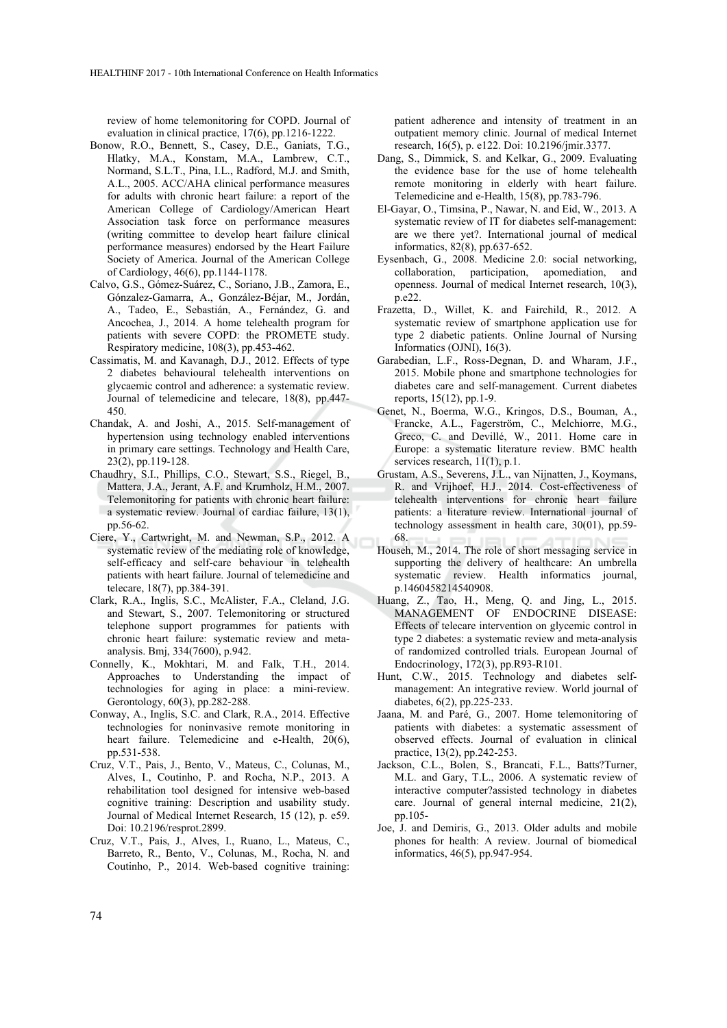review of home telemonitoring for COPD. Journal of evaluation in clinical practice, 17(6), pp.1216-1222.

Bonow, R.O., Bennett, S., Casey, D.E., Ganiats, T.G., Hlatky, M.A., Konstam, M.A., Lambrew, C.T., Normand, S.L.T., Pina, I.L., Radford, M.J. and Smith, A.L., 2005. ACC/AHA clinical performance measures for adults with chronic heart failure: a report of the American College of Cardiology/American Heart Association task force on performance measures (writing committee to develop heart failure clinical performance measures) endorsed by the Heart Failure Society of America. Journal of the American College of Cardiology, 46(6), pp.1144-1178.

Calvo, G.S., Gómez-Suárez, C., Soriano, J.B., Zamora, E., Gónzalez-Gamarra, A., González-Béjar, M., Jordán, A., Tadeo, E., Sebastián, A., Fernández, G. and Ancochea, J., 2014. A home telehealth program for patients with severe COPD: the PROMETE study. Respiratory medicine, 108(3), pp.453-462.

Cassimatis, M. and Kavanagh, D.J., 2012. Effects of type 2 diabetes behavioural telehealth interventions on glycaemic control and adherence: a systematic review. Journal of telemedicine and telecare, 18(8), pp.447-450.

Chandak, A. and Joshi, A., 2015. Self-management of hypertension using technology enabled interventions in primary care settings. Technology and Health Care, 23(2), pp.119-128.

Chaudhry, S.I., Phillips, C.O., Stewart, S.S., Riegel, B., Mattera, J.A., Jerant, A.F. and Krumholz, H.M., 2007. Telemonitoring for patients with chronic heart failure: a systematic review. Journal of cardiac failure, 13(1), pp.56-62.

Ciere, Y., Cartwright, M. and Newman, S.P., 2012. A systematic review of the mediating role of knowledge, self-efficacy and self-care behaviour in telehealth patients with heart failure. Journal of telemedicine and telecare, 18(7), pp.384-391.

Clark, R.A., Inglis, S.C., McAlister, F.A., Cleland, J.G. and Stewart, S., 2007. Telemonitoring or structured telephone support programmes for patients with chronic heart failure: systematic review and meta-analysis. Bmj, 334(7600), p.942.

Connelly, K., Mokhtari, M. and Falk, T.H., 2014. Approaches to Understanding the impact of technologies for aging in place: a mini-review. Gerontology, 60(3), pp.282-288.

Conway, A., Inglis, S.C. and Clark, R.A., 2014. Effective technologies for noninvasive remote monitoring in heart failure. Telemedicine and e-Health, 20(6), pp.531-538.

Cruz, V.T., Pais, J., Bento, V., Mateus, C., Colunas, M., Alves, I., Coutinho, P. and Rocha, N.P., 2013. A rehabilitation tool designed for intensive web-based cognitive training: Description and usability study. Journal of Medical Internet Research, 15 (12), p. e59. Doi: 10.2196/resprot.2899.

Cruz, V.T., Pais, J., Alves, I., Ruano, L., Mateus, C., Barreto, R., Bento, V., Colunas, M., Rocha, N. and Coutinho, P., 2014. Web-based cognitive training: patient adherence and intensity of treatment in an outpatient memory clinic. Journal of medical Internet research, 16(5), p. e122. Doi: 10.2196/jmir.3377.

Dang, S., Dimmick, S. and Kelkar, G., 2009. Evaluating the evidence base for the use of home telehealth remote monitoring in elderly with heart failure. Telemedicine and e-Health, 15(8), pp.783-796.

El-Gayar, O., Timsina, P., Nawar, N. and Eid, W., 2013. A systematic review of IT for diabetes self-management: are we there yet?. International journal of medical informatics, 82(8), pp.637-652.

Eysenbach, G., 2008. Medicine 2.0: social networking, collaboration, participation, apomediation, and openness. Journal of medical Internet research, 10(3), p.e22.

Frazetta, D., Willet, K. and Fairchild, R., 2012. A systematic review of smartphone application use for type 2 diabetic patients. Online Journal of Nursing Informatics (OJNI), 16(3).

Garabedian, L.F., Ross-Degnan, D. and Wharam, J.F., 2015. Mobile phone and smartphone technologies for diabetes care and self-management. Current diabetes reports, 15(12), pp.1-9.

Genet, N., Boerma, W.G., Kringos, D.S., Bouman, A., Francke, A.L., Fagerström, C., Melchiorre, M.G., Greco, C. and Devillé, W., 2011. Home care in Europe: a systematic literature review. BMC health services research, 11(1), p.1.

Grustam, A.S., Severens, J.L., van Nijnatten, J., Koymans, R. and Vrijhoef, H.J., 2014. Cost-effectiveness of telehealth interventions for chronic heart failure patients: a literature review. International journal of technology assessment in health care, 30(01), pp.59-68.

Househ, M., 2014. The role of short messaging service in supporting the delivery of healthcare: An umbrella systematic review. Health informatics journal, p.1460458214540908.

Huang, Z., Tao, H., Meng, Q. and Jing, L., 2015. MANAGEMENT OF ENDOCRINE DISEASE: Effects of telecare intervention on glycemic control in type 2 diabetes: a systematic review and meta-analysis of randomized controlled trials. European Journal of Endocrinology, 172(3), pp.R93-R101.

Hunt, C.W., 2015. Technology and diabetes self-management: An integrative review. World journal of diabetes, 6(2), pp.225-233.

Jaana, M. and Paré, G., 2007. Home telemonitoring of patients with diabetes: a systematic assessment of observed effects. Journal of evaluation in clinical practice, 13(2), pp.242-253.

Jackson, C.L., Bolen, S., Brancati, F.L., Batts?Turner, M.L. and Gary, T.L., 2006. A systematic review of interactive computer?assisted technology in diabetes care. Journal of general internal medicine, 21(2), pp.105-

Joe, J. and Demiris, G., 2013. Older adults and mobile phones for health: A review. Journal of biomedical informatics, 46(5), pp.947-954.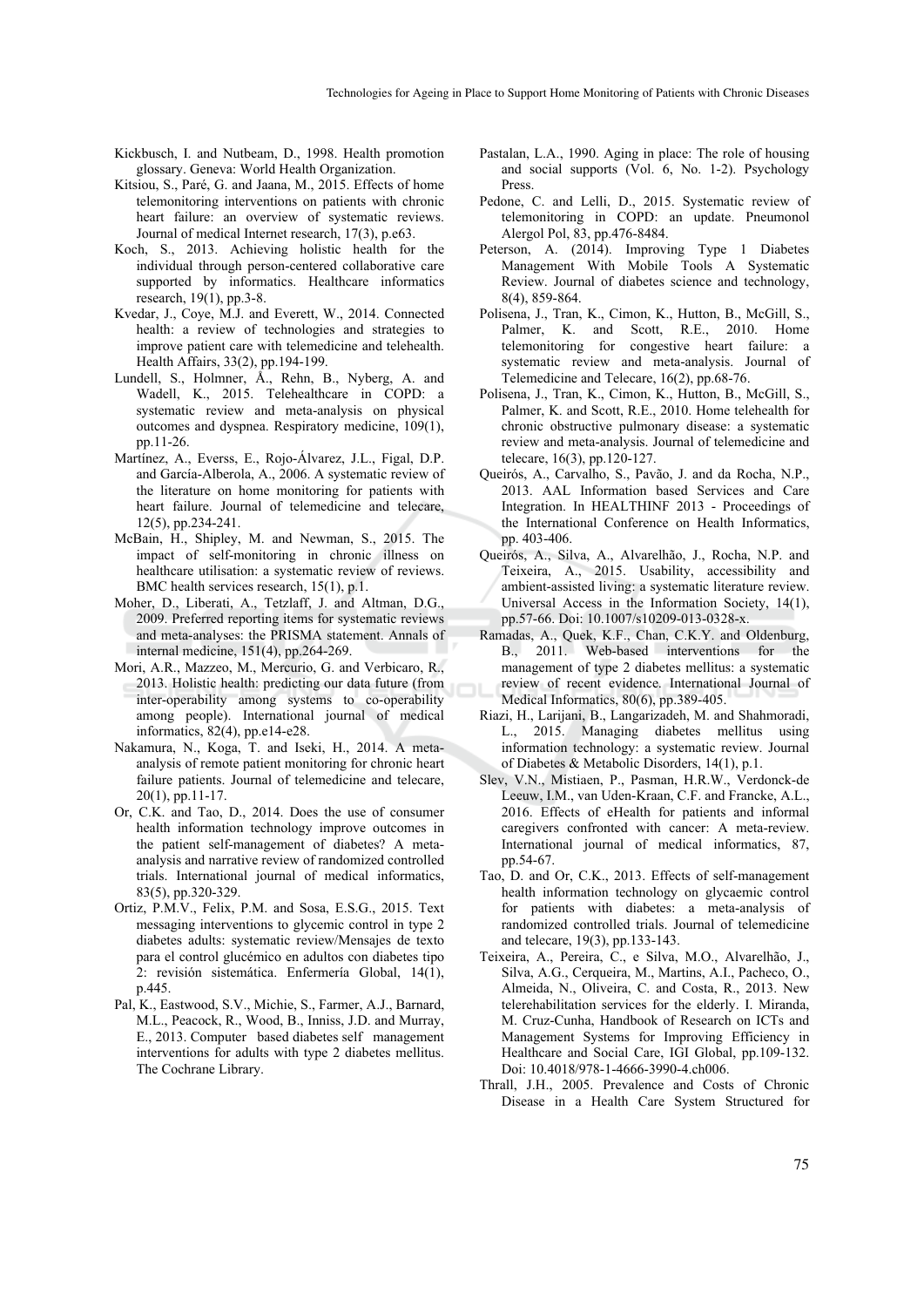Kickbusch, I. and Nutbeam, D., 1998. Health promotion glossary. Geneva: World Health Organization.

Kitsiou, S., Paré, G. and Jaana, M., 2015. Effects of home telemonitoring interventions on patients with chronic heart failure: an overview of systematic reviews. Journal of medical Internet research, 17(3), p.e63.

Koch, S., 2013. Achieving holistic health for the individual through person-centered collaborative care supported by informatics. Healthcare informatics research, 19(1), pp.3-8.

Kvedar, J., Coye, M.J. and Everett, W., 2014. Connected health: a review of technologies and strategies to improve patient care with telemedicine and telehealth. Health Affairs, 33(2), pp.194-199.

Lundell, S., Holmner, Å., Rehn, B., Nyberg, A. and Wadell, K., 2015. Telehealthcare in COPD: a systematic review and meta-analysis on physical outcomes and dyspnea. Respiratory medicine, 109(1), pp.11-26.

Martínez, A., Everss, E., Rojo-Álvarez, J.L., Figal, D.P. and García-Alberola, A., 2006. A systematic review of the literature on home monitoring for patients with heart failure. Journal of telemedicine and telecare, 12(5), pp.234-241.

McBain, H., Shipley, M. and Newman, S., 2015. The impact of self-monitoring in chronic illness on healthcare utilisation: a systematic review of reviews. BMC health services research, 15(1), p.1.

Moher, D., Liberati, A., Tetzlaff, J. and Altman, D.G., 2009. Preferred reporting items for systematic reviews and meta-analyses: the PRISMA statement. Annals of internal medicine, 151(4), pp.264-269.

Mori, A.R., Mazzeo, M., Mercurio, G. and Verbicaro, R., 2013. Holistic health: predicting our data future (from inter-operability among systems to co-operability among people). International journal of medical informatics, 82(4), pp.e14-e28.

Nakamura, N., Koga, T. and Iseki, H., 2014. A meta-analysis of remote patient monitoring for chronic heart failure patients. Journal of telemedicine and telecare, 20(1), pp.11-17.

Or, C.K. and Tao, D., 2014. Does the use of consumer health information technology improve outcomes in the patient self-management of diabetes? A meta-analysis and narrative review of randomized controlled trials. International journal of medical informatics, 83(5), pp.320-329.

Ortiz, P.M.V., Felix, P.M. and Sosa, E.S.G., 2015. Text messaging interventions to glycemic control in type 2 diabetes adults: systematic review/Mensajes de texto para el control glucémico en adultos con diabetes tipo 2: revisión sistemática. Enfermería Global, 14(1), p.445.

Pal, K., Eastwood, S.V., Michie, S., Farmer, A.J., Barnard, M.L., Peacock, R., Wood, B., Inniss, J.D. and Murray, E., 2013. Computer based diabetes self management interventions for adults with type 2 diabetes mellitus. The Cochrane Library.

Pastalan, L.A., 1990. Aging in place: The role of housing and social supports (Vol. 6, No. 1-2). Psychology Press.

Pedone, C. and Lelli, D., 2015. Systematic review of telemonitoring in COPD: an update. Pneumonol Alergol Pol, 83, pp.476-8484.

Peterson, A. (2014). Improving Type 1 Diabetes Management With Mobile Tools A Systematic Review. Journal of diabetes science and technology, 8(4), 859-864.

Polisena, J., Tran, K., Cimon, K., Hutton, B., McGill, S., Palmer, K. and Scott, R.E., 2010. Home telemonitoring for congestive heart failure: a systematic review and meta-analysis. Journal of Telemedicine and Telecare, 16(2), pp.68-76.

Polisena, J., Tran, K., Cimon, K., Hutton, B., McGill, S., Palmer, K. and Scott, R.E., 2010. Home telehealth for chronic obstructive pulmonary disease: a systematic review and meta-analysis. Journal of telemedicine and telecare, 16(3), pp.120-127.

Queirós, A., Carvalho, S., Pavão, J. and da Rocha, N.P., 2013. AAL Information based Services and Care Integration. In HEALTHINF 2013 - Proceedings of the International Conference on Health Informatics, pp. 403-406.

Queirós, A., Silva, A., Alvarelhão, J., Rocha, N.P. and Teixeira, A., 2015. Usability, accessibility and ambient-assisted living: a systematic literature review. Universal Access in the Information Society, 14(1), pp.57-66. Doi: 10.1007/s10209-013-0328-x.

Ramadas, A., Quek, K.F., Chan, C.K.Y. and Oldenburg, B., 2011. Web-based interventions for the management of type 2 diabetes mellitus: a systematic review of recent evidence. International Journal of Medical Informatics, 80(6), pp.389-405.

Riazi, H., Larijani, B., Langarizadeh, M. and Shahmoradi, L., 2015. Managing diabetes mellitus using information technology: a systematic review. Journal of Diabetes & Metabolic Disorders, 14(1), p.1.

Slev, V.N., Mistiaen, P., Pasman, H.R.W., Verdonck-de Leeuw, I.M., van Uden-Kraan, C.F. and Francke, A.L., 2016. Effects of eHealth for patients and informal caregivers confronted with cancer: A meta-review. International journal of medical informatics, 87, pp.54-67.

Tao, D. and Or, C.K., 2013. Effects of self-management health information technology on glycaemic control for patients with diabetes: a meta-analysis of randomized controlled trials. Journal of telemedicine and telecare, 19(3), pp.133-143.

Teixeira, A., Pereira, C., e Silva, M.O., Alvarelhão, J., Silva, A.G., Cerqueira, M., Martins, A.I., Pacheco, O., Almeida, N., Oliveira, C. and Costa, R., 2013. New telerehabilitation services for the elderly. I. Miranda, M. Cruz-Cunha, Handbook of Research on ICTs and Management Systems for Improving Efficiency in Healthcare and Social Care, IGI Global, pp.109-132. Doi: 10.4018/978-1-4666-3990-4.ch006.

Thrall, J.H., 2005. Prevalence and Costs of Chronic Disease in a Health Care System Structured for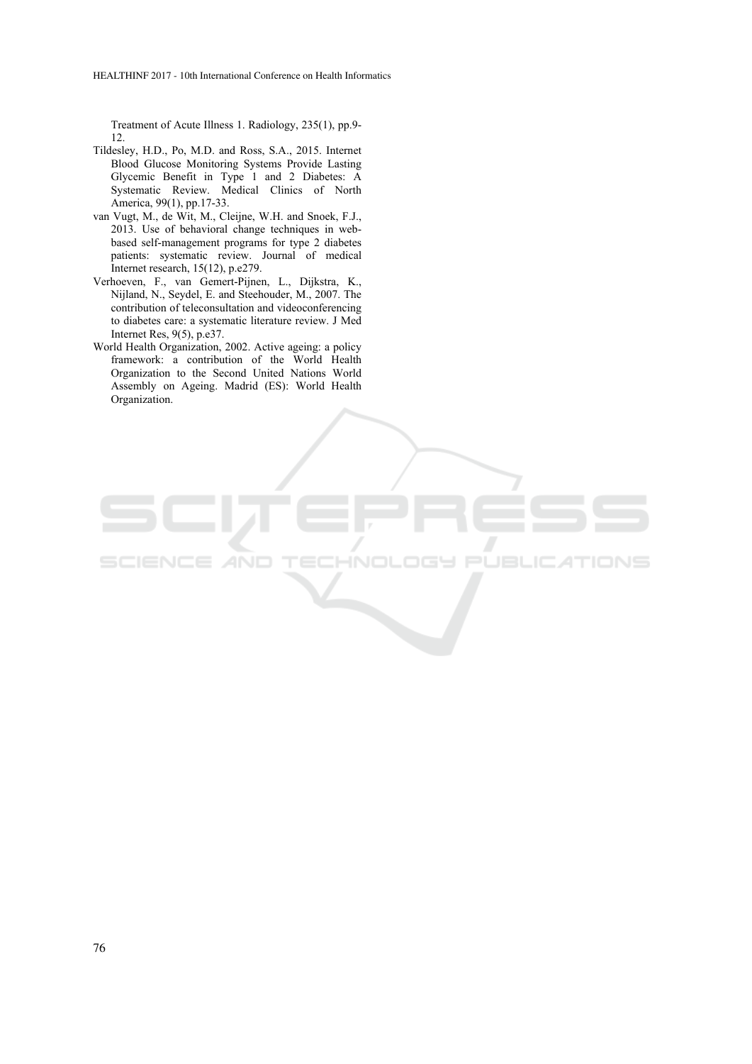Treatment of Acute Illness 1. Radiology, 235(1), pp.9-12.

Tildesley, H.D., Po, M.D. and Ross, S.A., 2015. Internet Blood Glucose Monitoring Systems Provide Lasting Glycemic Benefit in Type 1 and 2 Diabetes: A Systematic Review. Medical Clinics of North America, 99(1), pp.17-33.

van Vugt, M., de Wit, M., Cleijne, W.H. and Snoek, F.J., 2013. Use of behavioral change techniques in web-based self-management programs for type 2 diabetes patients: systematic review. Journal of medical Internet research, 15(12), p.e279.

Verhoeven, F., van Gemert-Pijnen, L., Dijkstra, K., Nijland, N., Seydel, E. and Steehouder, M., 2007. The contribution of teleconsultation and videoconferencing to diabetes care: a systematic literature review. J Med Internet Res, 9(5), p.e37.

World Health Organization, 2002. Active ageing: a policy framework: a contribution of the World Health Organization to the Second United Nations World Assembly on Ageing. Madrid (ES): World Health Organization.